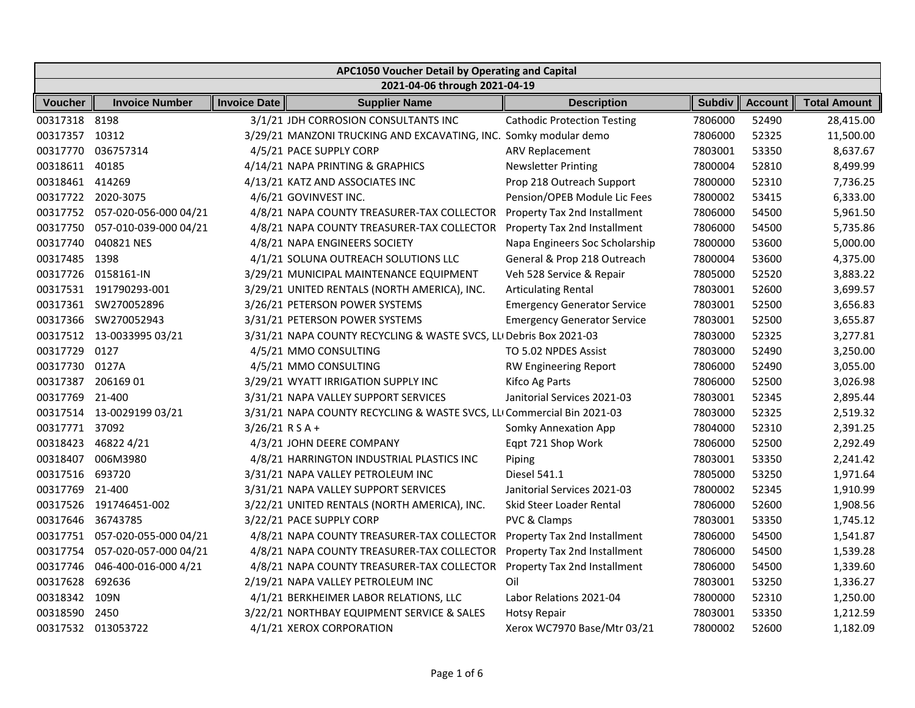| APC1050 Voucher Detail by Operating and Capital | | | | | | | |
|---|---|---|---|---|---|---|---|
| 2021-04-06 through 2021-04-19 | | | | | | | |
| **Voucher** | **Invoice Number** | **Invoice Date** | **Supplier Name** | **Description** | **Subdiv** | **Account** | **Total Amount** |
| 00317318 | 8198 | 3/1/21 | JDH CORROSION CONSULTANTS INC | Cathodic Protection Testing | 7806000 | 52490 | 28,415.00 |
| 00317357 | 10312 | 3/29/21 | MANZONI TRUCKING AND EXCAVATING, INC. | Somky modular demo | 7806000 | 52325 | 11,500.00 |
| 00317770 | 036757314 | 4/5/21 | PACE SUPPLY CORP | ARV Replacement | 7803001 | 53350 | 8,637.67 |
| 00318611 | 40185 | 4/14/21 | NAPA PRINTING & GRAPHICS | Newsletter Printing | 7800004 | 52810 | 8,499.99 |
| 00318461 | 414269 | 4/13/21 | KATZ AND ASSOCIATES INC | Prop 218 Outreach Support | 7800000 | 52310 | 7,736.25 |
| 00317722 | 2020-3075 | 4/6/21 | GOVINVEST INC. | Pension/OPEB Module Lic Fees | 7800002 | 53415 | 6,333.00 |
| 00317752 | 057-020-056-000 04/21 | 4/8/21 | NAPA COUNTY TREASURER-TAX COLLECTOR | Property Tax 2nd Installment | 7806000 | 54500 | 5,961.50 |
| 00317750 | 057-010-039-000 04/21 | 4/8/21 | NAPA COUNTY TREASURER-TAX COLLECTOR | Property Tax 2nd Installment | 7806000 | 54500 | 5,735.86 |
| 00317740 | 040821 NES | 4/8/21 | NAPA ENGINEERS SOCIETY | Napa Engineers Soc Scholarship | 7800000 | 53600 | 5,000.00 |
| 00317485 | 1398 | 4/1/21 | SOLUNA OUTREACH SOLUTIONS LLC | General & Prop 218 Outreach | 7800004 | 53600 | 4,375.00 |
| 00317726 | 0158161-IN | 3/29/21 | MUNICIPAL MAINTENANCE EQUIPMENT | Veh 528 Service & Repair | 7805000 | 52520 | 3,883.22 |
| 00317531 | 191790293-001 | 3/29/21 | UNITED RENTALS (NORTH AMERICA), INC. | Articulating Rental | 7803001 | 52600 | 3,699.57 |
| 00317361 | SW270052896 | 3/26/21 | PETERSON POWER SYSTEMS | Emergency Generator Service | 7803001 | 52500 | 3,656.83 |
| 00317366 | SW270052943 | 3/31/21 | PETERSON POWER SYSTEMS | Emergency Generator Service | 7803001 | 52500 | 3,655.87 |
| 00317512 | 13-0033995 03/21 | 3/31/21 | NAPA COUNTY RECYCLING & WASTE SVCS, LL( | Debris Box 2021-03 | 7803000 | 52325 | 3,277.81 |
| 00317729 | 0127 | 4/5/21 | MMO CONSULTING | TO 5.02 NPDES Assist | 7803000 | 52490 | 3,250.00 |
| 00317730 | 0127A | 4/5/21 | MMO CONSULTING | RW Engineering Report | 7806000 | 52490 | 3,055.00 |
| 00317387 | 206169 01 | 3/29/21 | WYATT IRRIGATION SUPPLY INC | Kifco Ag Parts | 7806000 | 52500 | 3,026.98 |
| 00317769 | 21-400 | 3/31/21 | NAPA VALLEY SUPPORT SERVICES | Janitorial Services 2021-03 | 7803001 | 52345 | 2,895.44 |
| 00317514 | 13-0029199 03/21 | 3/31/21 | NAPA COUNTY RECYCLING & WASTE SVCS, LL( | Commercial Bin 2021-03 | 7803000 | 52325 | 2,519.32 |
| 00317771 | 37092 | 3/26/21 | R S A + | Somky Annexation App | 7804000 | 52310 | 2,391.25 |
| 00318423 | 46822 4/21 | 4/3/21 | JOHN DEERE COMPANY | Eqpt 721 Shop Work | 7806000 | 52500 | 2,292.49 |
| 00318407 | 006M3980 | 4/8/21 | HARRINGTON INDUSTRIAL PLASTICS INC | Piping | 7803001 | 53350 | 2,241.42 |
| 00317516 | 693720 | 3/31/21 | NAPA VALLEY PETROLEUM INC | Diesel 541.1 | 7805000 | 53250 | 1,971.64 |
| 00317769 | 21-400 | 3/31/21 | NAPA VALLEY SUPPORT SERVICES | Janitorial Services 2021-03 | 7800002 | 52345 | 1,910.99 |
| 00317526 | 191746451-002 | 3/22/21 | UNITED RENTALS (NORTH AMERICA), INC. | Skid Steer Loader Rental | 7806000 | 52600 | 1,908.56 |
| 00317646 | 36743785 | 3/22/21 | PACE SUPPLY CORP | PVC & Clamps | 7803001 | 53350 | 1,745.12 |
| 00317751 | 057-020-055-000 04/21 | 4/8/21 | NAPA COUNTY TREASURER-TAX COLLECTOR | Property Tax 2nd Installment | 7806000 | 54500 | 1,541.87 |
| 00317754 | 057-020-057-000 04/21 | 4/8/21 | NAPA COUNTY TREASURER-TAX COLLECTOR | Property Tax 2nd Installment | 7806000 | 54500 | 1,539.28 |
| 00317746 | 046-400-016-000 4/21 | 4/8/21 | NAPA COUNTY TREASURER-TAX COLLECTOR | Property Tax 2nd Installment | 7806000 | 54500 | 1,339.60 |
| 00317628 | 692636 | 2/19/21 | NAPA VALLEY PETROLEUM INC | Oil | 7803001 | 53250 | 1,336.27 |
| 00318342 | 109N | 4/1/21 | BERKHEIMER LABOR RELATIONS, LLC | Labor Relations 2021-04 | 7800000 | 52310 | 1,250.00 |
| 00318590 | 2450 | 3/22/21 | NORTHBAY EQUIPMENT SERVICE & SALES | Hotsy Repair | 7803001 | 53350 | 1,212.59 |
| 00317532 | 013053722 | 4/1/21 | XEROX CORPORATION | Xerox WC7970 Base/Mtr 03/21 | 7800002 | 52600 | 1,182.09 |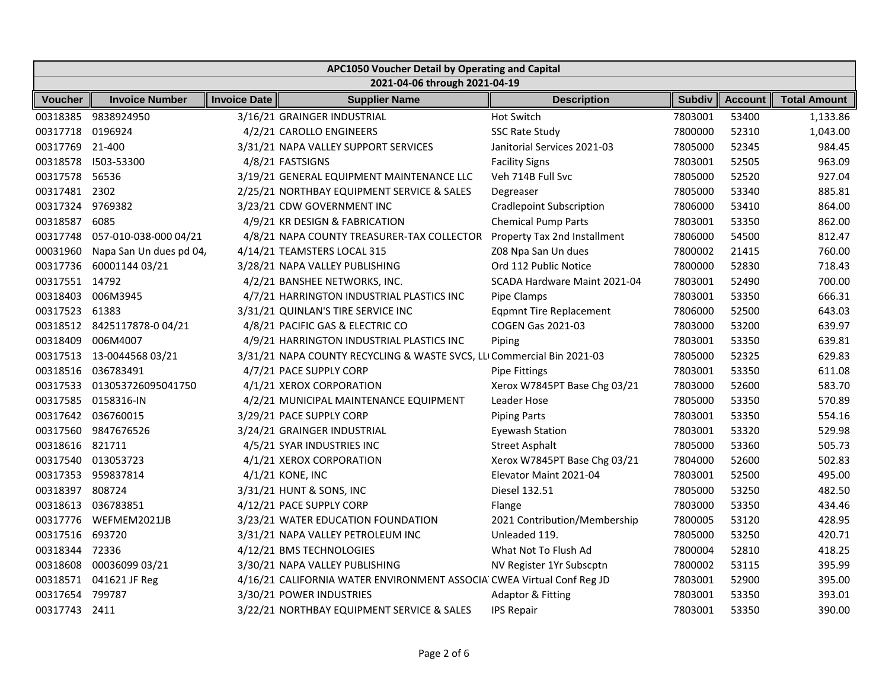| APC1050 Voucher Detail by Operating and Capital | | | | | | | |
|---|---|---|---|---|---|---|---|
| 2021-04-06 through 2021-04-19 | | | | | | | |
| **Voucher** | **Invoice Number** | **Invoice Date** | **Supplier Name** | **Description** | **Subdiv** | **Account** | **Total Amount** |
| 00318385 | 9838924950 | 3/16/21 | GRAINGER INDUSTRIAL | Hot Switch | 7803001 | 53400 | 1,133.86 |
| 00317718 | 0196924 | 4/2/21 | CAROLLO ENGINEERS | SSC Rate Study | 7800000 | 52310 | 1,043.00 |
| 00317769 | 21-400 | 3/31/21 | NAPA VALLEY SUPPORT SERVICES | Janitorial Services 2021-03 | 7805000 | 52345 | 984.45 |
| 00318578 | I503-53300 | 4/8/21 | FASTSIGNS | Facility Signs | 7803001 | 52505 | 963.09 |
| 00317578 | 56536 | 3/19/21 | GENERAL EQUIPMENT MAINTENANCE LLC | Veh 714B Full Svc | 7805000 | 52520 | 927.04 |
| 00317481 | 2302 | 2/25/21 | NORTHBAY EQUIPMENT SERVICE & SALES | Degreaser | 7805000 | 53340 | 885.81 |
| 00317324 | 9769382 | 3/23/21 | CDW GOVERNMENT INC | Cradlepoint Subscription | 7806000 | 53410 | 864.00 |
| 00318587 | 6085 | 4/9/21 | KR DESIGN & FABRICATION | Chemical Pump Parts | 7803001 | 53350 | 862.00 |
| 00317748 | 057-010-038-000 04/21 | 4/8/21 | NAPA COUNTY TREASURER-TAX COLLECTOR | Property Tax 2nd Installment | 7806000 | 54500 | 812.47 |
| 00031960 | Napa San Un dues pd 04, | 4/14/21 | TEAMSTERS LOCAL 315 | Z08 Npa San Un dues | 7800002 | 21415 | 760.00 |
| 00317736 | 60001144 03/21 | 3/28/21 | NAPA VALLEY PUBLISHING | Ord 112 Public Notice | 7800000 | 52830 | 718.43 |
| 00317551 | 14792 | 4/2/21 | BANSHEE NETWORKS, INC. | SCADA Hardware Maint 2021-04 | 7803001 | 52490 | 700.00 |
| 00318403 | 006M3945 | 4/7/21 | HARRINGTON INDUSTRIAL PLASTICS INC | Pipe Clamps | 7803001 | 53350 | 666.31 |
| 00317523 | 61383 | 3/31/21 | QUINLAN'S TIRE SERVICE INC | Eqpmnt Tire Replacement | 7806000 | 52500 | 643.03 |
| 00318512 | 8425117878-0 04/21 | 4/8/21 | PACIFIC GAS & ELECTRIC CO | COGEN Gas 2021-03 | 7803000 | 53200 | 639.97 |
| 00318409 | 006M4007 | 4/9/21 | HARRINGTON INDUSTRIAL PLASTICS INC | Piping | 7803001 | 53350 | 639.81 |
| 00317513 | 13-0044568 03/21 | 3/31/21 | NAPA COUNTY RECYCLING & WASTE SVCS, LL | Commercial Bin 2021-03 | 7805000 | 52325 | 629.83 |
| 00318516 | 036783491 | 4/7/21 | PACE SUPPLY CORP | Pipe Fittings | 7803001 | 53350 | 611.08 |
| 00317533 | 013053726095041750 | 4/1/21 | XEROX CORPORATION | Xerox W7845PT Base Chg 03/21 | 7803000 | 52600 | 583.70 |
| 00317585 | 0158316-IN | 4/2/21 | MUNICIPAL MAINTENANCE EQUIPMENT | Leader Hose | 7805000 | 53350 | 570.89 |
| 00317642 | 036760015 | 3/29/21 | PACE SUPPLY CORP | Piping Parts | 7803001 | 53350 | 554.16 |
| 00317560 | 9847676526 | 3/24/21 | GRAINGER INDUSTRIAL | Eyewash Station | 7803001 | 53320 | 529.98 |
| 00318616 | 821711 | 4/5/21 | SYAR INDUSTRIES INC | Street Asphalt | 7805000 | 53360 | 505.73 |
| 00317540 | 013053723 | 4/1/21 | XEROX CORPORATION | Xerox W7845PT Base Chg 03/21 | 7804000 | 52600 | 502.83 |
| 00317353 | 959837814 | 4/1/21 | KONE, INC | Elevator Maint 2021-04 | 7803001 | 52500 | 495.00 |
| 00318397 | 808724 | 3/31/21 | HUNT & SONS, INC | Diesel 132.51 | 7805000 | 53250 | 482.50 |
| 00318613 | 036783851 | 4/12/21 | PACE SUPPLY CORP | Flange | 7803000 | 53350 | 434.46 |
| 00317776 | WEFMEM2021JB | 3/23/21 | WATER EDUCATION FOUNDATION | 2021 Contribution/Membership | 7800005 | 53120 | 428.95 |
| 00317516 | 693720 | 3/31/21 | NAPA VALLEY PETROLEUM INC | Unleaded 119. | 7805000 | 53250 | 420.71 |
| 00318344 | 72336 | 4/12/21 | BMS TECHNOLOGIES | What Not To Flush Ad | 7800004 | 52810 | 418.25 |
| 00318608 | 00036099 03/21 | 3/30/21 | NAPA VALLEY PUBLISHING | NV Register 1Yr Subscptn | 7800002 | 53115 | 395.99 |
| 00318571 | 041621 JF Reg | 4/16/21 | CALIFORNIA WATER ENVIRONMENT ASSOCIA | CWEA Virtual Conf Reg JD | 7803001 | 52900 | 395.00 |
| 00317654 | 799787 | 3/30/21 | POWER INDUSTRIES | Adaptor & Fitting | 7803001 | 53350 | 393.01 |
| 00317743 | 2411 | 3/22/21 | NORTHBAY EQUIPMENT SERVICE & SALES | IPS Repair | 7803001 | 53350 | 390.00 |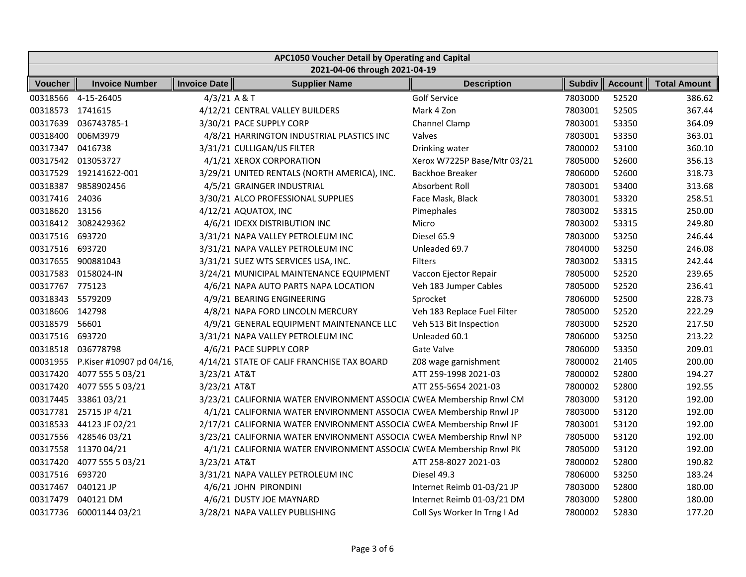| APC1050 Voucher Detail by Operating and Capital | | | | | | | |
|---|---|---|---|---|---|---|---|
| 2021-04-06 through 2021-04-19 | | | | | | | |
| **Voucher** | **Invoice Number** | **Invoice Date** | **Supplier Name** | **Description** | **Subdiv** | **Account** | **Total Amount** |
| 00318566 | 4-15-26405 | 4/3/21 | A & T | Golf Service | 7803000 | 52520 | 386.62 |
| 00318573 | 1741615 | 4/12/21 | CENTRAL VALLEY BUILDERS | Mark 4 Zon | 7803001 | 52505 | 367.44 |
| 00317639 | 036743785-1 | 3/30/21 | PACE SUPPLY CORP | Channel Clamp | 7803001 | 53350 | 364.09 |
| 00318400 | 006M3979 | 4/8/21 | HARRINGTON INDUSTRIAL PLASTICS INC | Valves | 7803001 | 53350 | 363.01 |
| 00317347 | 0416738 | 3/31/21 | CULLIGAN/US FILTER | Drinking water | 7800002 | 53100 | 360.10 |
| 00317542 | 013053727 | 4/1/21 | XEROX CORPORATION | Xerox W7225P Base/Mtr 03/21 | 7805000 | 52600 | 356.13 |
| 00317529 | 192141622-001 | 3/29/21 | UNITED RENTALS (NORTH AMERICA), INC. | Backhoe Breaker | 7806000 | 52600 | 318.73 |
| 00318387 | 9858902456 | 4/5/21 | GRAINGER INDUSTRIAL | Absorbent Roll | 7803001 | 53400 | 313.68 |
| 00317416 | 24036 | 3/30/21 | ALCO PROFESSIONAL SUPPLIES | Face Mask, Black | 7803001 | 53320 | 258.51 |
| 00318620 | 13156 | 4/12/21 | AQUATOX, INC | Pimephales | 7803002 | 53315 | 250.00 |
| 00318412 | 3082429362 | 4/6/21 | IDEXX DISTRIBUTION INC | Micro | 7803002 | 53315 | 249.80 |
| 00317516 | 693720 | 3/31/21 | NAPA VALLEY PETROLEUM INC | Diesel 65.9 | 7803000 | 53250 | 246.44 |
| 00317516 | 693720 | 3/31/21 | NAPA VALLEY PETROLEUM INC | Unleaded 69.7 | 7804000 | 53250 | 246.08 |
| 00317655 | 900881043 | 3/31/21 | SUEZ WTS SERVICES USA, INC. | Filters | 7803002 | 53315 | 242.44 |
| 00317583 | 0158024-IN | 3/24/21 | MUNICIPAL MAINTENANCE EQUIPMENT | Vaccon Ejector Repair | 7805000 | 52520 | 239.65 |
| 00317767 | 775123 | 4/6/21 | NAPA AUTO PARTS NAPA LOCATION | Veh 183 Jumper Cables | 7805000 | 52520 | 236.41 |
| 00318343 | 5579209 | 4/9/21 | BEARING ENGINEERING | Sprocket | 7806000 | 52500 | 228.73 |
| 00318606 | 142798 | 4/8/21 | NAPA FORD LINCOLN MERCURY | Veh 183 Replace Fuel Filter | 7805000 | 52520 | 222.29 |
| 00318579 | 56601 | 4/9/21 | GENERAL EQUIPMENT MAINTENANCE LLC | Veh 513 Bit Inspection | 7803000 | 52520 | 217.50 |
| 00317516 | 693720 | 3/31/21 | NAPA VALLEY PETROLEUM INC | Unleaded 60.1 | 7806000 | 53250 | 213.22 |
| 00318518 | 036778798 | 4/6/21 | PACE SUPPLY CORP | Gate Valve | 7806000 | 53350 | 209.01 |
| 00031955 | P.Kiser #10907 pd 04/16 | 4/14/21 | STATE OF CALIF FRANCHISE TAX BOARD | Z08 wage garnishment | 7800002 | 21405 | 200.00 |
| 00317420 | 4077 555 5 03/21 | 3/23/21 | AT&T | ATT 259-1998 2021-03 | 7800002 | 52800 | 194.27 |
| 00317420 | 4077 555 5 03/21 | 3/23/21 | AT&T | ATT 255-5654 2021-03 | 7800002 | 52800 | 192.55 |
| 00317445 | 33861 03/21 | 3/23/21 | CALIFORNIA WATER ENVIRONMENT ASSOCIA | CWEA Membership Rnwl CM | 7803000 | 53120 | 192.00 |
| 00317781 | 25715 JP 4/21 | 4/1/21 | CALIFORNIA WATER ENVIRONMENT ASSOCIA | CWEA Membership Rnwl JP | 7803000 | 53120 | 192.00 |
| 00318533 | 44123 JF 02/21 | 2/17/21 | CALIFORNIA WATER ENVIRONMENT ASSOCIA | CWEA Membership Rnwl JF | 7803001 | 53120 | 192.00 |
| 00317556 | 428546 03/21 | 3/23/21 | CALIFORNIA WATER ENVIRONMENT ASSOCIA | CWEA Membership Rnwl NP | 7805000 | 53120 | 192.00 |
| 00317558 | 11370 04/21 | 4/1/21 | CALIFORNIA WATER ENVIRONMENT ASSOCIA | CWEA Membership Rnwl PK | 7805000 | 53120 | 192.00 |
| 00317420 | 4077 555 5 03/21 | 3/23/21 | AT&T | ATT 258-8027 2021-03 | 7800002 | 52800 | 190.82 |
| 00317516 | 693720 | 3/31/21 | NAPA VALLEY PETROLEUM INC | Diesel 49.3 | 7806000 | 53250 | 183.24 |
| 00317467 | 040121 JP | 4/6/21 | JOHN PIRONDINI | Internet Reimb 01-03/21 JP | 7803000 | 52800 | 180.00 |
| 00317479 | 040121 DM | 4/6/21 | DUSTY JOE MAYNARD | Internet Reimb 01-03/21 DM | 7803000 | 52800 | 180.00 |
| 00317736 | 60001144 03/21 | 3/28/21 | NAPA VALLEY PUBLISHING | Coll Sys Worker In Trng I Ad | 7800002 | 52830 | 177.20 |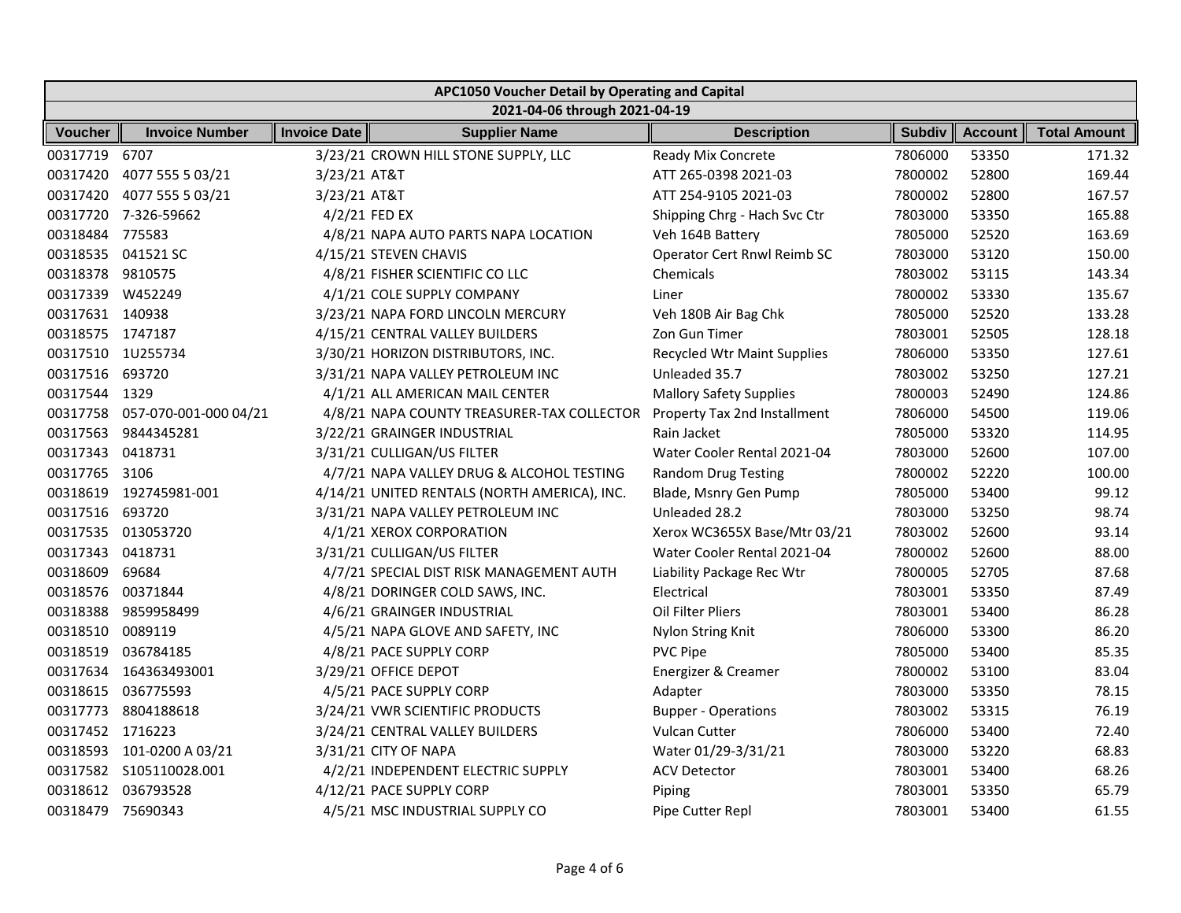| APC1050 Voucher Detail by Operating and Capital | | | | | | | |
|---|---|---|---|---|---|---|---|
| 2021-04-06 through 2021-04-19 | | | | | | | |
| Voucher | Invoice Number | Invoice Date | Supplier Name | Description | Subdiv | Account | Total Amount |
| 00317719 | 6707 | 3/23/21 | CROWN HILL STONE SUPPLY, LLC | Ready Mix Concrete | 7806000 | 53350 | 171.32 |
| 00317420 | 4077 555 5 03/21 | 3/23/21 | AT&T | ATT 265-0398 2021-03 | 7800002 | 52800 | 169.44 |
| 00317420 | 4077 555 5 03/21 | 3/23/21 | AT&T | ATT 254-9105 2021-03 | 7800002 | 52800 | 167.57 |
| 00317720 | 7-326-59662 | 4/2/21 | FED EX | Shipping Chrg - Hach Svc Ctr | 7803000 | 53350 | 165.88 |
| 00318484 | 775583 | 4/8/21 | NAPA AUTO PARTS NAPA LOCATION | Veh 164B Battery | 7805000 | 52520 | 163.69 |
| 00318535 | 041521 SC | 4/15/21 | STEVEN CHAVIS | Operator Cert Rnwl Reimb SC | 7803000 | 53120 | 150.00 |
| 00318378 | 9810575 | 4/8/21 | FISHER SCIENTIFIC CO LLC | Chemicals | 7803002 | 53115 | 143.34 |
| 00317339 | W452249 | 4/1/21 | COLE SUPPLY COMPANY | Liner | 7800002 | 53330 | 135.67 |
| 00317631 | 140938 | 3/23/21 | NAPA FORD LINCOLN MERCURY | Veh 180B Air Bag Chk | 7805000 | 52520 | 133.28 |
| 00318575 | 1747187 | 4/15/21 | CENTRAL VALLEY BUILDERS | Zon Gun Timer | 7803001 | 52505 | 128.18 |
| 00317510 | 1U255734 | 3/30/21 | HORIZON DISTRIBUTORS, INC. | Recycled Wtr Maint Supplies | 7806000 | 53350 | 127.61 |
| 00317516 | 693720 | 3/31/21 | NAPA VALLEY PETROLEUM INC | Unleaded 35.7 | 7803002 | 53250 | 127.21 |
| 00317544 | 1329 | 4/1/21 | ALL AMERICAN MAIL CENTER | Mallory Safety Supplies | 7800003 | 52490 | 124.86 |
| 00317758 | 057-070-001-000 04/21 | 4/8/21 | NAPA COUNTY TREASURER-TAX COLLECTOR | Property Tax 2nd Installment | 7806000 | 54500 | 119.06 |
| 00317563 | 9844345281 | 3/22/21 | GRAINGER INDUSTRIAL | Rain Jacket | 7805000 | 53320 | 114.95 |
| 00317343 | 0418731 | 3/31/21 | CULLIGAN/US FILTER | Water Cooler Rental 2021-04 | 7803000 | 52600 | 107.00 |
| 00317765 | 3106 | 4/7/21 | NAPA VALLEY DRUG & ALCOHOL TESTING | Random Drug Testing | 7800002 | 52220 | 100.00 |
| 00318619 | 192745981-001 | 4/14/21 | UNITED RENTALS (NORTH AMERICA), INC. | Blade, Msnry Gen Pump | 7805000 | 53400 | 99.12 |
| 00317516 | 693720 | 3/31/21 | NAPA VALLEY PETROLEUM INC | Unleaded 28.2 | 7803000 | 53250 | 98.74 |
| 00317535 | 013053720 | 4/1/21 | XEROX CORPORATION | Xerox WC3655X Base/Mtr 03/21 | 7803002 | 52600 | 93.14 |
| 00317343 | 0418731 | 3/31/21 | CULLIGAN/US FILTER | Water Cooler Rental 2021-04 | 7800002 | 52600 | 88.00 |
| 00318609 | 69684 | 4/7/21 | SPECIAL DIST RISK MANAGEMENT AUTH | Liability Package Rec Wtr | 7800005 | 52705 | 87.68 |
| 00318576 | 00371844 | 4/8/21 | DORINGER COLD SAWS, INC. | Electrical | 7803001 | 53350 | 87.49 |
| 00318388 | 9859958499 | 4/6/21 | GRAINGER INDUSTRIAL | Oil Filter Pliers | 7803001 | 53400 | 86.28 |
| 00318510 | 0089119 | 4/5/21 | NAPA GLOVE AND SAFETY, INC | Nylon String Knit | 7806000 | 53300 | 86.20 |
| 00318519 | 036784185 | 4/8/21 | PACE SUPPLY CORP | PVC Pipe | 7805000 | 53400 | 85.35 |
| 00317634 | 164363493001 | 3/29/21 | OFFICE DEPOT | Energizer & Creamer | 7800002 | 53100 | 83.04 |
| 00318615 | 036775593 | 4/5/21 | PACE SUPPLY CORP | Adapter | 7803000 | 53350 | 78.15 |
| 00317773 | 8804188618 | 3/24/21 | VWR SCIENTIFIC PRODUCTS | Bupper - Operations | 7803002 | 53315 | 76.19 |
| 00317452 | 1716223 | 3/24/21 | CENTRAL VALLEY BUILDERS | Vulcan Cutter | 7806000 | 53400 | 72.40 |
| 00318593 | 101-0200 A 03/21 | 3/31/21 | CITY OF NAPA | Water 01/29-3/31/21 | 7803000 | 53220 | 68.83 |
| 00317582 | S105110028.001 | 4/2/21 | INDEPENDENT ELECTRIC SUPPLY | ACV Detector | 7803001 | 53400 | 68.26 |
| 00318612 | 036793528 | 4/12/21 | PACE SUPPLY CORP | Piping | 7803001 | 53350 | 65.79 |
| 00318479 | 75690343 | 4/5/21 | MSC INDUSTRIAL SUPPLY CO | Pipe Cutter Repl | 7803001 | 53400 | 61.55 |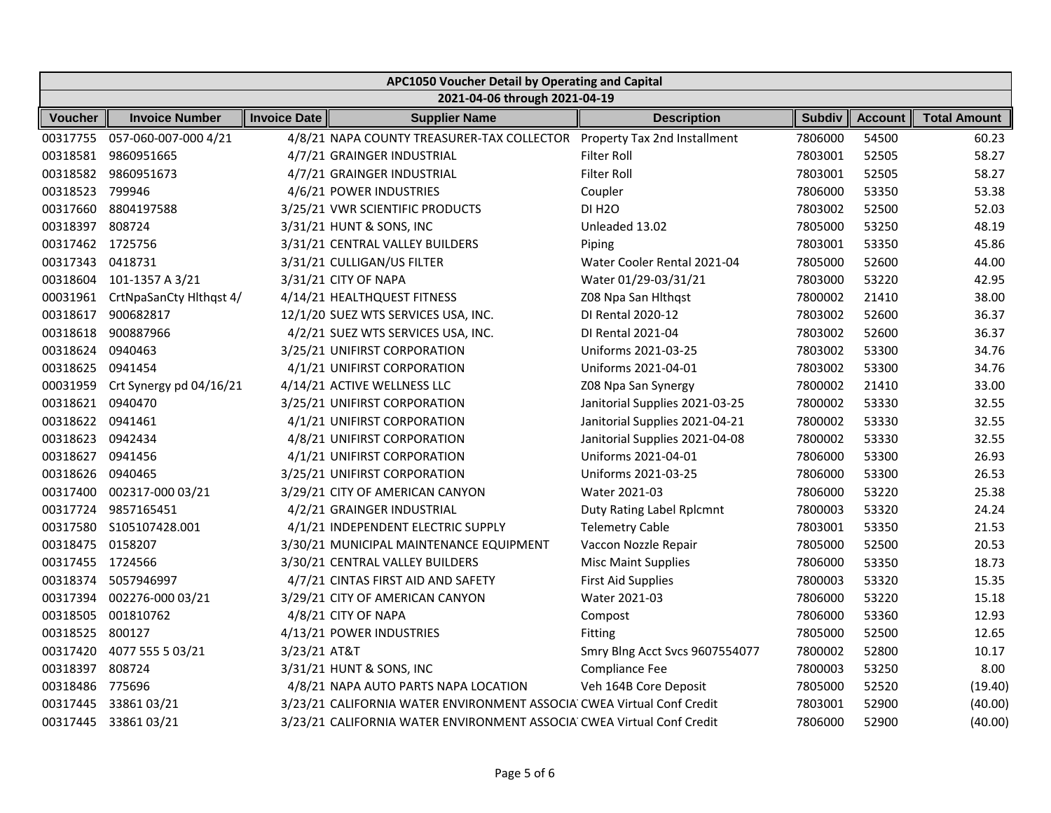| APC1050 Voucher Detail by Operating and Capital | | | | | | | |
|---|---|---|---|---|---|---|---|
| 2021-04-06 through 2021-04-19 | | | | | | | |
| Voucher | Invoice Number | Invoice Date | Supplier Name | Description | Subdiv | Account | Total Amount |
| 00317755 | 057-060-007-000 4/21 | 4/8/21 | NAPA COUNTY TREASURER-TAX COLLECTOR | Property Tax 2nd Installment | 7806000 | 54500 | 60.23 |
| 00318581 | 9860951665 | 4/7/21 | GRAINGER INDUSTRIAL | Filter Roll | 7803001 | 52505 | 58.27 |
| 00318582 | 9860951673 | 4/7/21 | GRAINGER INDUSTRIAL | Filter Roll | 7803001 | 52505 | 58.27 |
| 00318523 | 799946 | 4/6/21 | POWER INDUSTRIES | Coupler | 7806000 | 53350 | 53.38 |
| 00317660 | 8804197588 | 3/25/21 | VWR SCIENTIFIC PRODUCTS | DI H2O | 7803002 | 52500 | 52.03 |
| 00318397 | 808724 | 3/31/21 | HUNT & SONS, INC | Unleaded 13.02 | 7805000 | 53250 | 48.19 |
| 00317462 | 1725756 | 3/31/21 | CENTRAL VALLEY BUILDERS | Piping | 7803001 | 53350 | 45.86 |
| 00317343 | 0418731 | 3/31/21 | CULLIGAN/US FILTER | Water Cooler Rental 2021-04 | 7805000 | 52600 | 44.00 |
| 00318604 | 101-1357 A 3/21 | 3/31/21 | CITY OF NAPA | Water 01/29-03/31/21 | 7803000 | 53220 | 42.95 |
| 00031961 | CrtNpaSanCty Hlthqst 4/ | 4/14/21 | HEALTHQUEST FITNESS | Z08 Npa San Hlthqst | 7800002 | 21410 | 38.00 |
| 00318617 | 900682817 | 12/1/20 | SUEZ WTS SERVICES USA, INC. | DI Rental 2020-12 | 7803002 | 52600 | 36.37 |
| 00318618 | 900887966 | 4/2/21 | SUEZ WTS SERVICES USA, INC. | DI Rental 2021-04 | 7803002 | 52600 | 36.37 |
| 00318624 | 0940463 | 3/25/21 | UNIFIRST CORPORATION | Uniforms 2021-03-25 | 7803002 | 53300 | 34.76 |
| 00318625 | 0941454 | 4/1/21 | UNIFIRST CORPORATION | Uniforms 2021-04-01 | 7803002 | 53300 | 34.76 |
| 00031959 | Crt Synergy pd 04/16/21 | 4/14/21 | ACTIVE WELLNESS LLC | Z08 Npa San Synergy | 7800002 | 21410 | 33.00 |
| 00318621 | 0940470 | 3/25/21 | UNIFIRST CORPORATION | Janitorial Supplies 2021-03-25 | 7800002 | 53330 | 32.55 |
| 00318622 | 0941461 | 4/1/21 | UNIFIRST CORPORATION | Janitorial Supplies 2021-04-21 | 7800002 | 53330 | 32.55 |
| 00318623 | 0942434 | 4/8/21 | UNIFIRST CORPORATION | Janitorial Supplies 2021-04-08 | 7800002 | 53330 | 32.55 |
| 00318627 | 0941456 | 4/1/21 | UNIFIRST CORPORATION | Uniforms 2021-04-01 | 7806000 | 53300 | 26.93 |
| 00318626 | 0940465 | 3/25/21 | UNIFIRST CORPORATION | Uniforms 2021-03-25 | 7806000 | 53300 | 26.53 |
| 00317400 | 002317-000 03/21 | 3/29/21 | CITY OF AMERICAN CANYON | Water 2021-03 | 7806000 | 53220 | 25.38 |
| 00317724 | 9857165451 | 4/2/21 | GRAINGER INDUSTRIAL | Duty Rating Label Rplcmnt | 7800003 | 53320 | 24.24 |
| 00317580 | S105107428.001 | 4/1/21 | INDEPENDENT ELECTRIC SUPPLY | Telemetry Cable | 7803001 | 53350 | 21.53 |
| 00318475 | 0158207 | 3/30/21 | MUNICIPAL MAINTENANCE EQUIPMENT | Vaccon Nozzle Repair | 7805000 | 52500 | 20.53 |
| 00317455 | 1724566 | 3/30/21 | CENTRAL VALLEY BUILDERS | Misc Maint Supplies | 7806000 | 53350 | 18.73 |
| 00318374 | 5057946997 | 4/7/21 | CINTAS FIRST AID AND SAFETY | First Aid Supplies | 7800003 | 53320 | 15.35 |
| 00317394 | 002276-000 03/21 | 3/29/21 | CITY OF AMERICAN CANYON | Water 2021-03 | 7806000 | 53220 | 15.18 |
| 00318505 | 001810762 | 4/8/21 | CITY OF NAPA | Compost | 7806000 | 53360 | 12.93 |
| 00318525 | 800127 | 4/13/21 | POWER INDUSTRIES | Fitting | 7805000 | 52500 | 12.65 |
| 00317420 | 4077 555 5 03/21 | 3/23/21 | AT&T | Smry Blng Acct Svcs 9607554077 | 7800002 | 52800 | 10.17 |
| 00318397 | 808724 | 3/31/21 | HUNT & SONS, INC | Compliance Fee | 7800003 | 53250 | 8.00 |
| 00318486 | 775696 | 4/8/21 | NAPA AUTO PARTS NAPA LOCATION | Veh 164B Core Deposit | 7805000 | 52520 | (19.40) |
| 00317445 | 33861 03/21 | 3/23/21 | CALIFORNIA WATER ENVIRONMENT ASSOCIA | CWEA Virtual Conf Credit | 7803001 | 52900 | (40.00) |
| 00317445 | 33861 03/21 | 3/23/21 | CALIFORNIA WATER ENVIRONMENT ASSOCIA | CWEA Virtual Conf Credit | 7806000 | 52900 | (40.00) |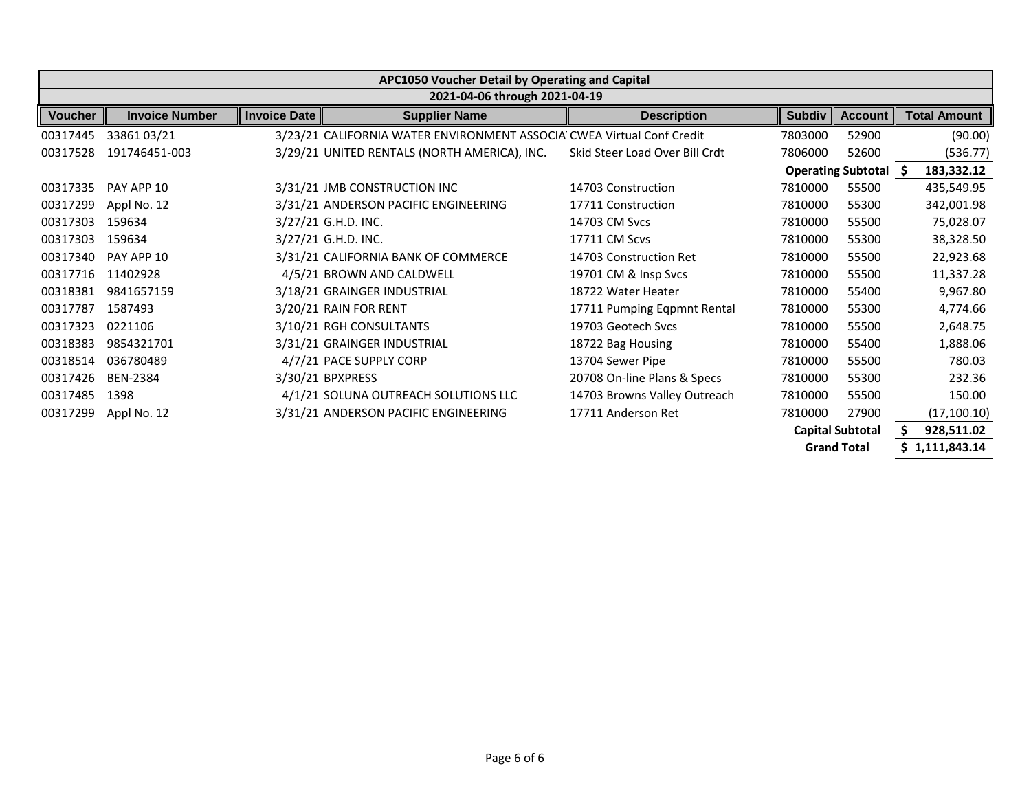**APC1050 Voucher Detail by Operating and Capital**

**2021-04-06 through 2021-04-19**

| Voucher | Invoice Number | Invoice Date | Supplier Name | Description | Subdiv | Account | Total Amount |
|---|---|---|---|---|---|---|---|
| 00317445 | 33861 03/21 | 3/23/21 | CALIFORNIA WATER ENVIRONMENT ASSOCIA | CWEA Virtual Conf Credit | 7803000 | 52900 | (90.00) |
| 00317528 | 191746451-003 | 3/29/21 | UNITED RENTALS (NORTH AMERICA), INC. | Skid Steer Load Over Bill Crdt | 7806000 | 52600 | (536.77) |
| | | | | | **Operating Subtotal** | | **$ 183,332.12** |
| 00317335 | PAY APP 10 | 3/31/21 | JMB CONSTRUCTION INC | 14703 Construction | 7810000 | 55500 | 435,549.95 |
| 00317299 | Appl No. 12 | 3/31/21 | ANDERSON PACIFIC ENGINEERING | 17711 Construction | 7810000 | 55300 | 342,001.98 |
| 00317303 | 159634 | 3/27/21 | G.H.D. INC. | 14703 CM Svcs | 7810000 | 55500 | 75,028.07 |
| 00317303 | 159634 | 3/27/21 | G.H.D. INC. | 17711 CM Scvs | 7810000 | 55300 | 38,328.50 |
| 00317340 | PAY APP 10 | 3/31/21 | CALIFORNIA BANK OF COMMERCE | 14703 Construction Ret | 7810000 | 55500 | 22,923.68 |
| 00317716 | 11402928 | 4/5/21 | BROWN AND CALDWELL | 19701 CM & Insp Svcs | 7810000 | 55500 | 11,337.28 |
| 00318381 | 9841657159 | 3/18/21 | GRAINGER INDUSTRIAL | 18722 Water Heater | 7810000 | 55400 | 9,967.80 |
| 00317787 | 1587493 | 3/20/21 | RAIN FOR RENT | 17711 Pumping Eqpmnt Rental | 7810000 | 55300 | 4,774.66 |
| 00317323 | 0221106 | 3/10/21 | RGH CONSULTANTS | 19703 Geotech Svcs | 7810000 | 55500 | 2,648.75 |
| 00318383 | 9854321701 | 3/31/21 | GRAINGER INDUSTRIAL | 18722 Bag Housing | 7810000 | 55400 | 1,888.06 |
| 00318514 | 036780489 | 4/7/21 | PACE SUPPLY CORP | 13704 Sewer Pipe | 7810000 | 55500 | 780.03 |
| 00317426 | BEN-2384 | 3/30/21 | BPXPRESS | 20708 On-line Plans & Specs | 7810000 | 55300 | 232.36 |
| 00317485 | 1398 | 4/1/21 | SOLUNA OUTREACH SOLUTIONS LLC | 14703 Browns Valley Outreach | 7810000 | 55500 | 150.00 |
| 00317299 | Appl No. 12 | 3/31/21 | ANDERSON PACIFIC ENGINEERING | 17711 Anderson Ret | 7810000 | 27900 | (17,100.10) |
| | | | | | **Capital Subtotal** | | **$ 928,511.02** |
| | | | | | **Grand Total** | | **$ 1,111,843.14** |